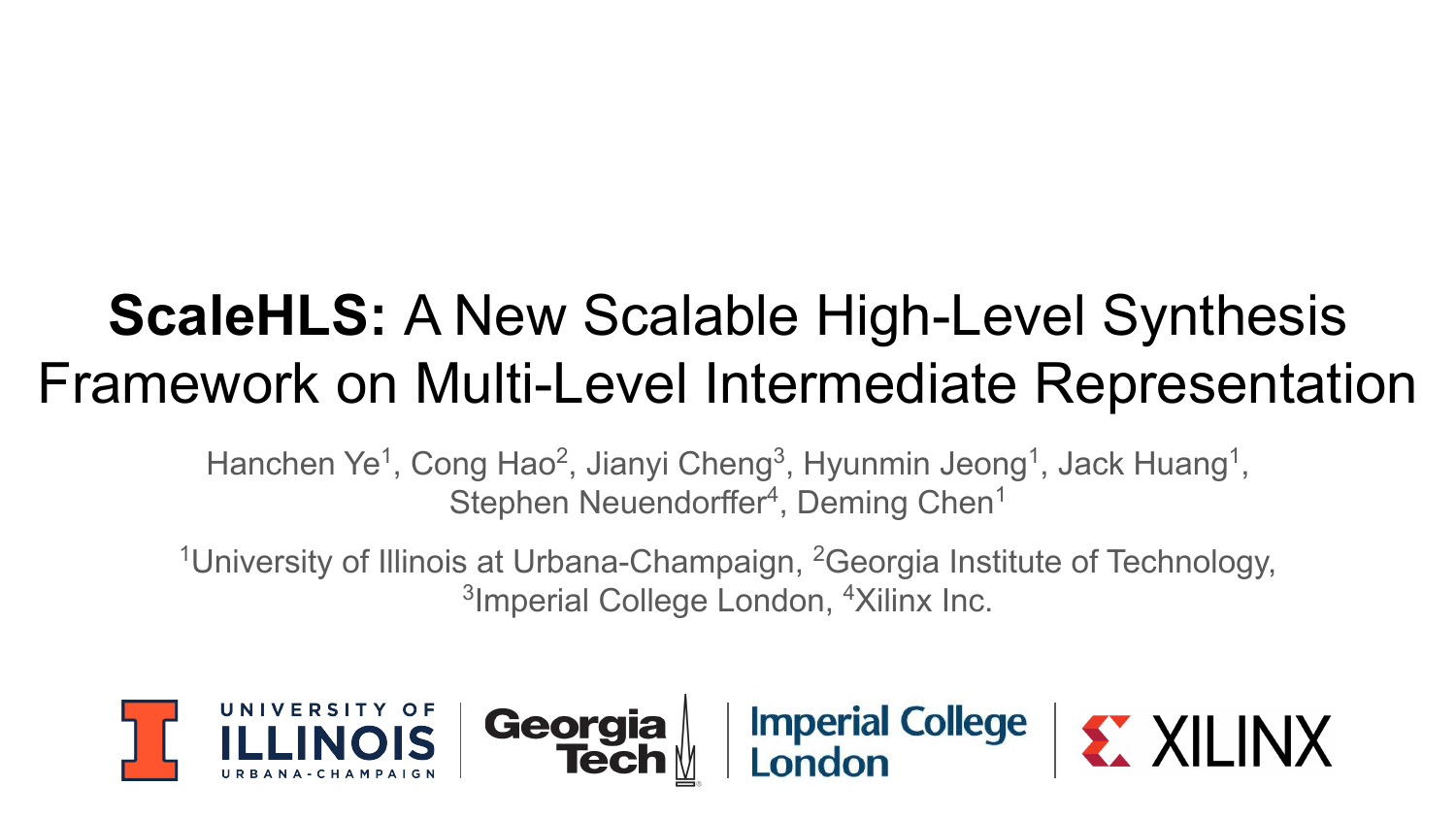# **ScaleHLS:** A New Scalable High-Level Synthesis Framework on Multi-Level Intermediate Representation

Hanchen Ye[1], Cong Hao[2], Jianyi Cheng[3], Hyunmin Jeong[1], Jack Huang[1], Stephen Neuendorffer[4], Deming Chen[1]

[1]University of Illinois at Urbana-Champaign, [2]Georgia Institute of Technology, [3]Imperial College London, [4]Xilinx Inc.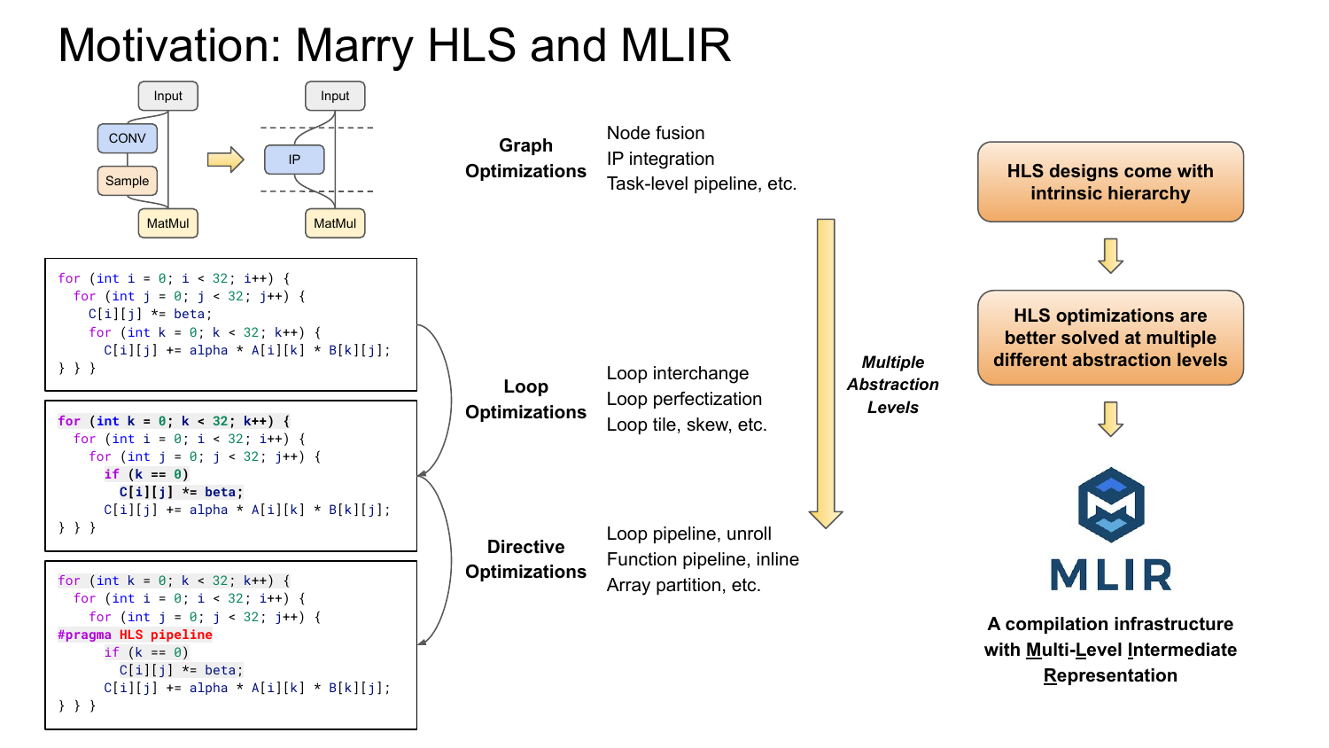# Motivation: Marry HLS and MLIR

Input → CONV → Sample → MatMul  ⇒  Input → IP → MatMul

```
for (int i = 0; i < 32; i++) {
  for (int j = 0; j < 32; j++) {
    C[i][j] *= beta;
    for (int k = 0; k < 32; k++) {
      C[i][j] += alpha * A[i][k] * B[k][j];
} } }
```

```
for (int k = 0; k < 32; k++) {
  for (int i = 0; i < 32; i++) {
    for (int j = 0; j < 32; j++) {
      if (k == 0)
        C[i][j] *= beta;
      C[i][j] += alpha * A[i][k] * B[k][j];
} } }
```

```
for (int k = 0; k < 32; k++) {
  for (int i = 0; i < 32; i++) {
    for (int j = 0; j < 32; j++) {
#pragma HLS pipeline
      if (k == 0)
        C[i][j] *= beta;
      C[i][j] += alpha * A[i][k] * B[k][j];
} } }
```

**Graph Optimizations**
- Node fusion
- IP integration
- Task-level pipeline, etc.

**Loop Optimizations**
- Loop interchange
- Loop perfectization
- Loop tile, skew, etc.

**Directive Optimizations**
- Loop pipeline, unroll
- Function pipeline, inline
- Array partition, etc.

***Multiple Abstraction Levels***

**HLS designs come with intrinsic hierarchy**

↓

**HLS optimizations are better solved at multiple different abstraction levels**

↓

MLIR

**A compilation infrastructure with Multi-Level Intermediate Representation**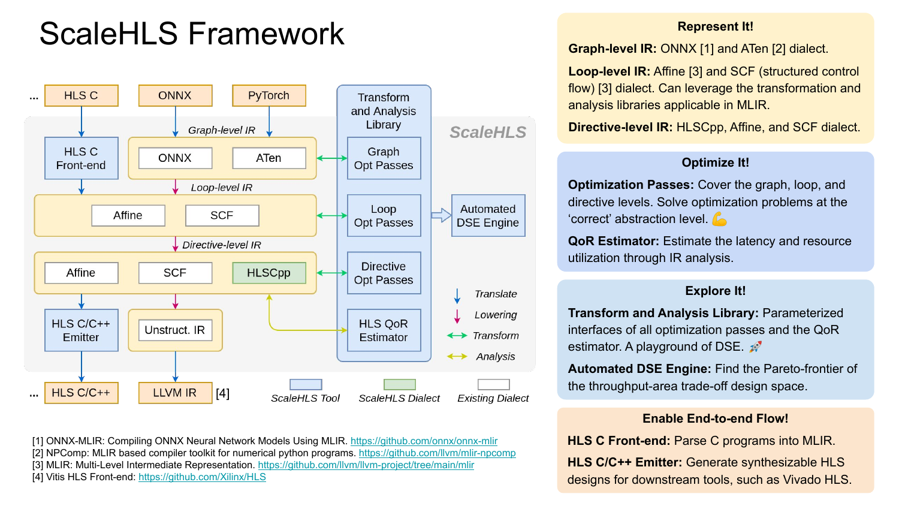# ScaleHLS Framework

**Diagram labels:**

- Inputs: ... HLS C, ONNX, PyTorch
- HLS C → HLS C Front-end
- Graph-level IR: ONNX, ATen
- Loop-level IR: Affine, SCF
- Directive-level IR: Affine, SCF, HLSCpp
- HLS C/C++ Emitter → ... HLS C/C++
- Unstruct. IR → LLVM IR [4]
- Transform and Analysis Library: Graph Opt Passes, Loop Opt Passes, Directive Opt Passes, HLS QoR Estimator
- Automated DSE Engine
- ScaleHLS
- Legend: Translate, Lowering, Transform, Analysis; ScaleHLS Tool, ScaleHLS Dialect, Existing Dialect

[1] ONNX-MLIR: Compiling ONNX Neural Network Models Using MLIR. https://github.com/onnx/onnx-mlir
[2] NPComp: MLIR based compiler toolkit for numerical python programs. https://github.com/llvm/mlir-npcomp
[3] MLIR: Multi-Level Intermediate Representation. https://github.com/llvm/llvm-project/tree/main/mlir
[4] Vitis HLS Front-end: https://github.com/Xilinx/HLS

### Represent It!

**Graph-level IR:** ONNX [1] and ATen [2] dialect.

**Loop-level IR:** Affine [3] and SCF (structured control flow) [3] dialect. Can leverage the transformation and analysis libraries applicable in MLIR.

**Directive-level IR:** HLSCpp, Affine, and SCF dialect.

### Optimize It!

**Optimization Passes:** Cover the graph, loop, and directive levels. Solve optimization problems at the 'correct' abstraction level. 💪

**QoR Estimator:** Estimate the latency and resource utilization through IR analysis.

### Explore It!

**Transform and Analysis Library:** Parameterized interfaces of all optimization passes and the QoR estimator. A playground of DSE. 🚀

**Automated DSE Engine:** Find the Pareto-frontier of the throughput-area trade-off design space.

### Enable End-to-end Flow!

**HLS C Front-end:** Parse C programs into MLIR.

**HLS C/C++ Emitter:** Generate synthesizable HLS designs for downstream tools, such as Vivado HLS.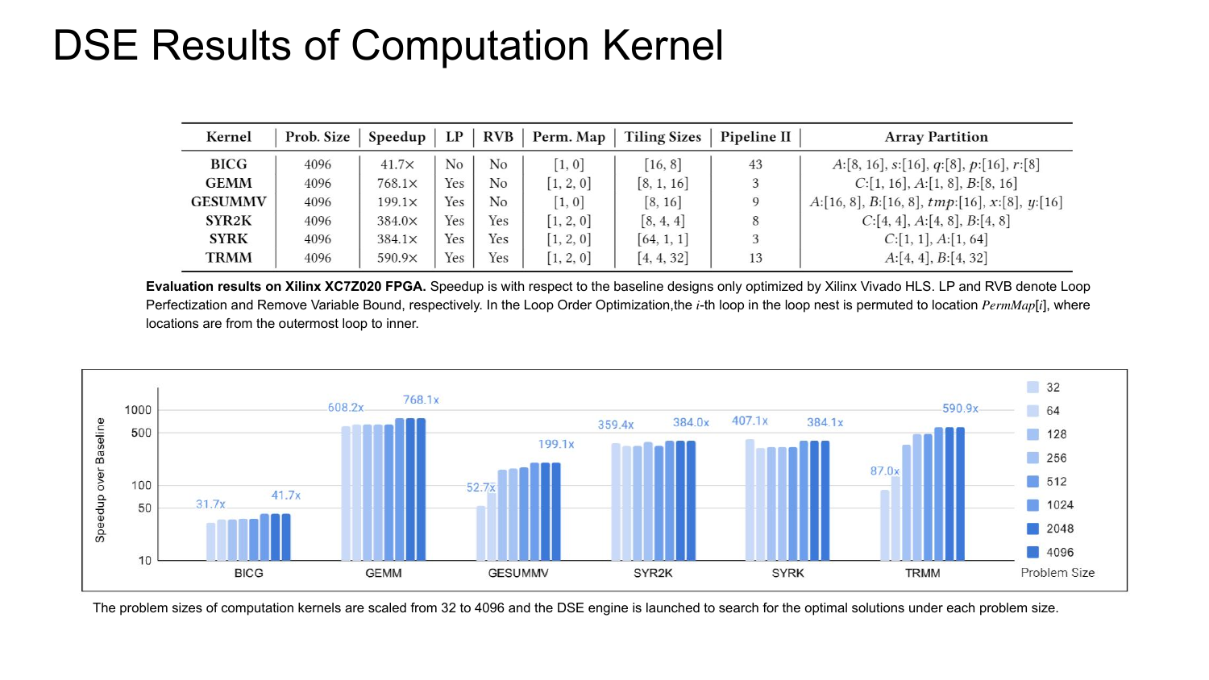# DSE Results of Computation Kernel

| Kernel | Prob. Size | Speedup | LP | RVB | Perm. Map | Tiling Sizes | Pipeline II | Array Partition |
|---|---|---|---|---|---|---|---|---|
| **BICG** | 4096 | 41.7× | No | No | [1, 0] | [16, 8] | 43 | $A$:[8, 16], $s$:[16], $q$:[8], $p$:[16], $r$:[8] |
| **GEMM** | 4096 | 768.1× | Yes | No | [1, 2, 0] | [8, 1, 16] | 3 | $C$:[1, 16], $A$:[1, 8], $B$:[8, 16] |
| **GESUMMV** | 4096 | 199.1× | Yes | No | [1, 0] | [8, 16] | 9 | $A$:[16, 8], $B$:[16, 8], $tmp$:[16], $x$:[8], $y$:[16] |
| **SYR2K** | 4096 | 384.0× | Yes | Yes | [1, 2, 0] | [8, 4, 4] | 8 | $C$:[4, 4], $A$:[4, 8], $B$:[4, 8] |
| **SYRK** | 4096 | 384.1× | Yes | Yes | [1, 2, 0] | [64, 1, 1] | 3 | $C$:[1, 1], $A$:[1, 64] |
| **TRMM** | 4096 | 590.9× | Yes | Yes | [1, 2, 0] | [4, 4, 32] | 13 | $A$:[4, 4], $B$:[4, 32] |

**Evaluation results on Xilinx XC7Z020 FPGA.** Speedup is with respect to the baseline designs only optimized by Xilinx Vivado HLS. LP and RVB denote Loop Perfectization and Remove Variable Bound, respectively. In the Loop Order Optimization,the $i$-th loop in the loop nest is permuted to location $PermMap[i]$, where locations are from the outermost loop to inner.

The problem sizes of computation kernels are scaled from 32 to 4096 and the DSE engine is launched to search for the optimal solutions under each problem size.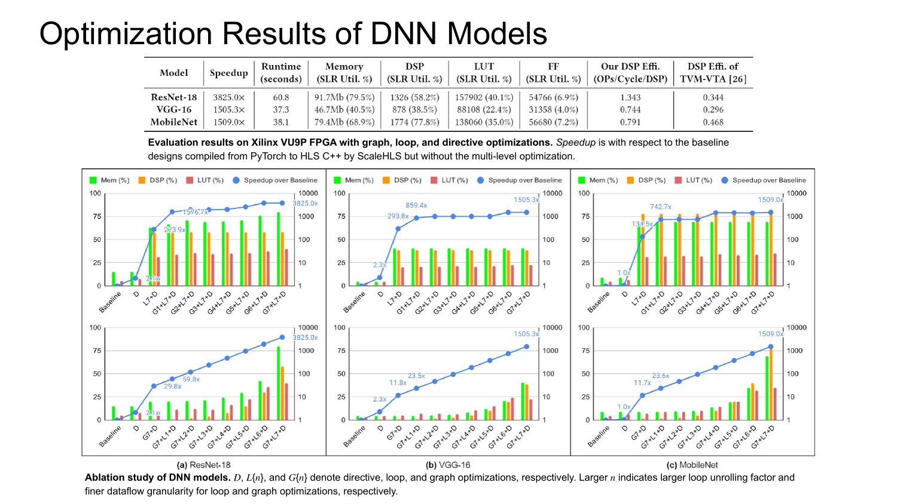# Optimization Results of DNN Models

| Model | Speedup | Runtime (seconds) | Memory (SLR Util. %) | DSP (SLR Util. %) | LUT (SLR Util. %) | FF (SLR Util. %) | Our DSP Effi. (OPs/Cycle/DSP) | DSP Effi. of TVM-VTA [26] |
|---|---|---|---|---|---|---|---|---|
| ResNet-18 | 3825.0× | 60.8 | 91.7Mb (79.5%) | 1326 (58.2%) | 157902 (40.1%) | 54766 (6.9%) | 1.343 | 0.344 |
| VGG-16 | 1505.3× | 37.3 | 46.7Mb (40.5%) | 878 (38.5%) | 88108 (22.4%) | 31358 (4.0%) | 0.744 | 0.296 |
| MobileNet | 1509.0× | 38.1 | 79.4Mb (68.9%) | 1774 (77.8%) | 138060 (35.0%) | 56680 (7.2%) | 0.791 | 0.468 |

**Evaluation results on Xilinx VU9P FPGA with graph, loop, and directive optimizations.** *Speedup* is with respect to the baseline designs compiled from PyTorch to HLS C++ by ScaleHLS but without the multi-level optimization.

(a) ResNet-18 (b) VGG-16 (c) MobileNet

**Ablation study of DNN models.** $D$, $L\{n\}$, and $G\{n\}$ denote directive, loop, and graph optimizations, respectively. Larger $n$ indicates larger loop unrolling factor and finer dataflow granularity for loop and graph optimizations, respectively.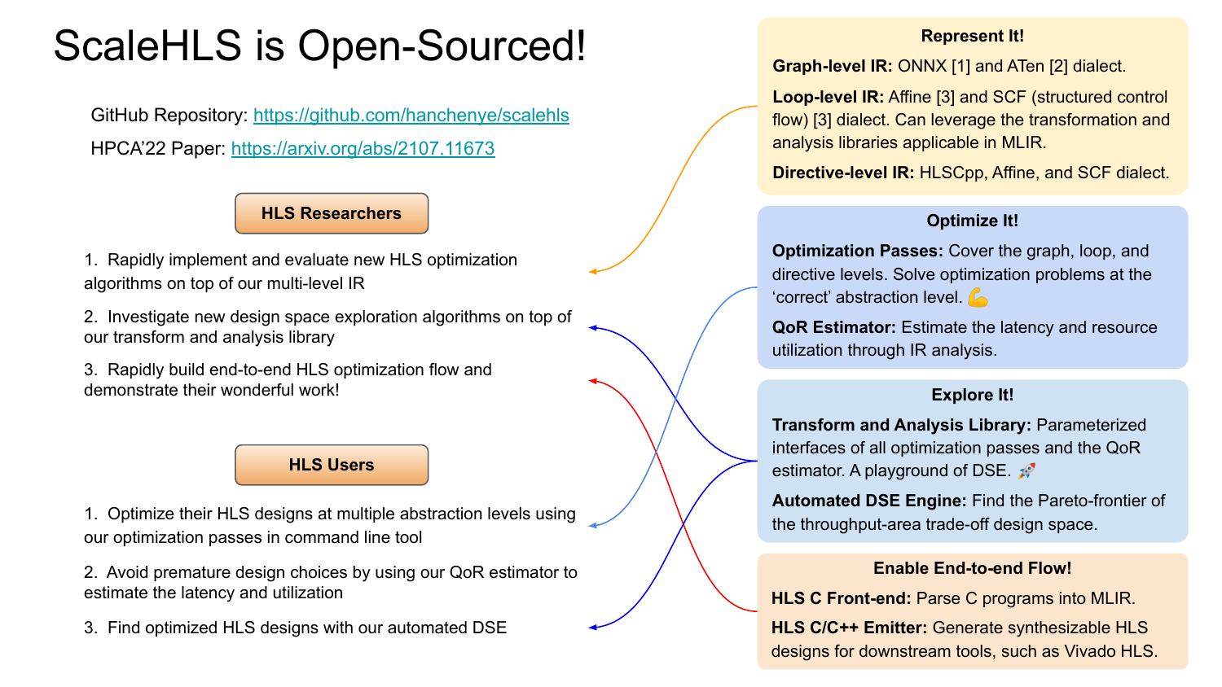# ScaleHLS is Open-Sourced!

GitHub Repository: https://github.com/hanchenye/scalehls

HPCA'22 Paper: https://arxiv.org/abs/2107.11673

### HLS Researchers

1. Rapidly implement and evaluate new HLS optimization algorithms on top of our multi-level IR
2. Investigate new design space exploration algorithms on top of our transform and analysis library
3. Rapidly build end-to-end HLS optimization flow and demonstrate their wonderful work!

### HLS Users

1. Optimize their HLS designs at multiple abstraction levels using our optimization passes in command line tool
2. Avoid premature design choices by using our QoR estimator to estimate the latency and utilization
3. Find optimized HLS designs with our automated DSE

### Represent It!

**Graph-level IR:** ONNX [1] and ATen [2] dialect.

**Loop-level IR:** Affine [3] and SCF (structured control flow) [3] dialect. Can leverage the transformation and analysis libraries applicable in MLIR.

**Directive-level IR:** HLSCpp, Affine, and SCF dialect.

### Optimize It!

**Optimization Passes:** Cover the graph, loop, and directive levels. Solve optimization problems at the 'correct' abstraction level. 💪

**QoR Estimator:** Estimate the latency and resource utilization through IR analysis.

### Explore It!

**Transform and Analysis Library:** Parameterized interfaces of all optimization passes and the QoR estimator. A playground of DSE. 🚀

**Automated DSE Engine:** Find the Pareto-frontier of the throughput-area trade-off design space.

### Enable End-to-end Flow!

**HLS C Front-end:** Parse C programs into MLIR.

**HLS C/C++ Emitter:** Generate synthesizable HLS designs for downstream tools, such as Vivado HLS.